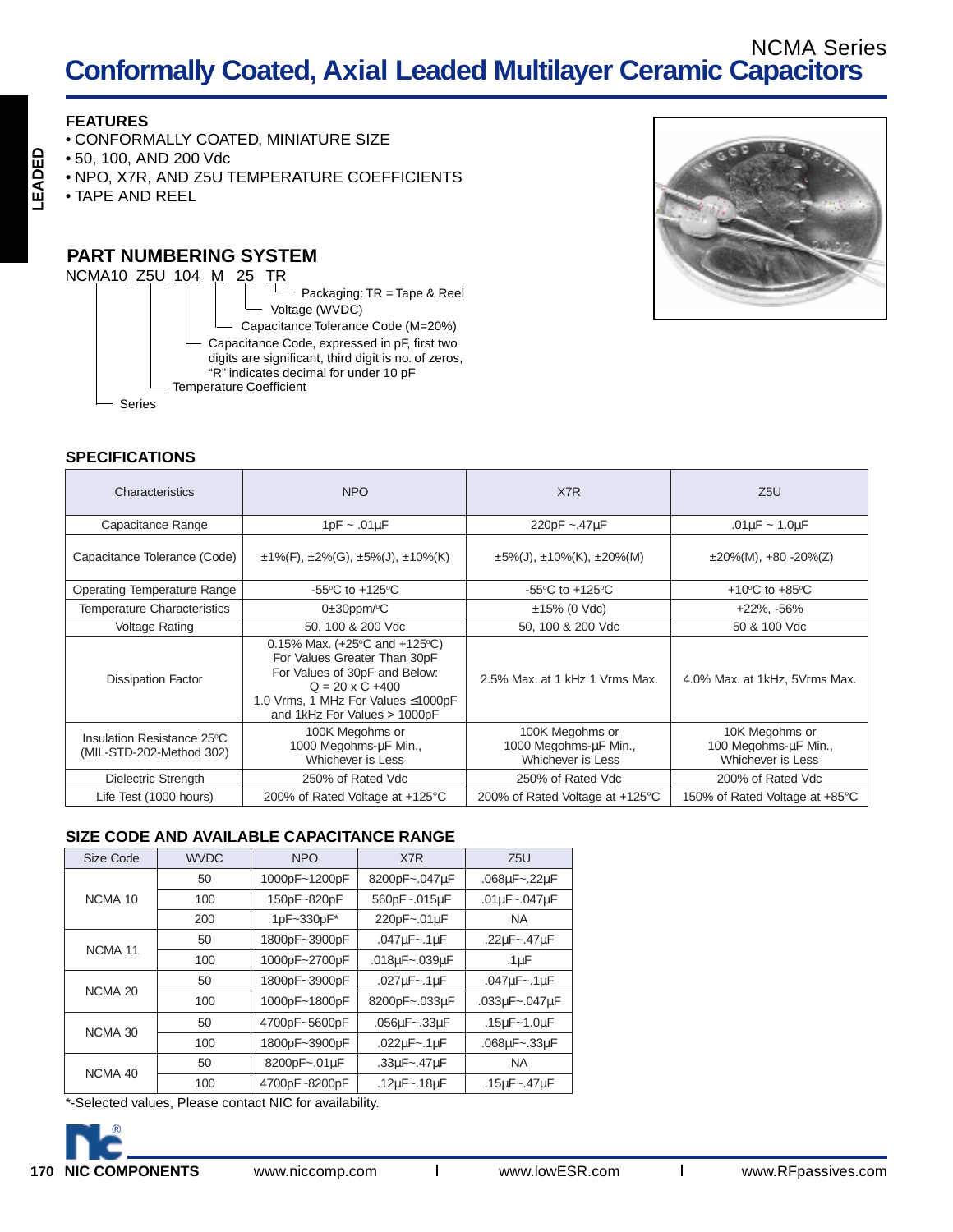# Conformally Coated, Axial Leaded Multilayer Ceramic Capacitors

NCMA Series

LEADED

## FEATURES

- CONFORMALLY COATED, MINIATURE SIZE
- 50, 100, AND 200 Vdc
- NPO, X7R, AND Z5U TEMPERATURE COEFFICIENTS
- TAPE AND REEL

## PART NUMBERING SYSTEM

NCMA10 Z5U 104 M 25 TR

- TR — Packaging: TR = Tape & Reel
- 25 — Voltage (WVDC)
- M — Capacitance Tolerance Code (M=20%)
- 104 — Capacitance Code, expressed in pF, first two digits are significant, third digit is no. of zeros, "R" indicates decimal for under 10 pF
- Z5U — Temperature Coefficient
- NCMA10 — Series

## SPECIFICATIONS

| Characteristics | NPO | X7R | Z5U |
|---|---|---|---|
| Capacitance Range | 1pF ~ .01µF | 220pF ~.47µF | .01µF ~ 1.0µF |
| Capacitance Tolerance (Code) | ±1%(F), ±2%(G), ±5%(J), ±10%(K) | ±5%(J), ±10%(K), ±20%(M) | ±20%(M), +80 -20%(Z) |
| Operating Temperature Range | -55°C to +125°C | -55°C to +125°C | +10°C to +85°C |
| Temperature Characteristics | 0±30ppm/°C | ±15% (0 Vdc) | +22%, -56% |
| Voltage Rating | 50, 100 & 200 Vdc | 50, 100 & 200 Vdc | 50 & 100 Vdc |
| Dissipation Factor | 0.15% Max. (+25°C and +125°C) For Values Greater Than 30pF For Values of 30pF and Below: Q = 20 x C +400 1.0 Vrms, 1 MHz For Values ≤1000pF and 1kHz For Values > 1000pF | 2.5% Max. at 1 kHz 1 Vrms Max. | 4.0% Max. at 1kHz, 5Vrms Max. |
| Insulation Resistance 25°C (MIL-STD-202-Method 302) | 100K Megohms or 1000 Megohms-µF Min., Whichever is Less | 100K Megohms or 1000 Megohms-µF Min., Whichever is Less | 10K Megohms or 100 Megohms-µF Min., Whichever is Less |
| Dielectric Strength | 250% of Rated Vdc | 250% of Rated Vdc | 200% of Rated Vdc |
| Life Test (1000 hours) | 200% of Rated Voltage at +125°C | 200% of Rated Voltage at +125°C | 150% of Rated Voltage at +85°C |

## SIZE CODE AND AVAILABLE CAPACITANCE RANGE

| Size Code | WVDC | NPO | X7R | Z5U |
|---|---|---|---|---|
| NCMA 10 | 50 | 1000pF~1200pF | 8200pF~.047µF | .068µF~.22µF |
| | 100 | 150pF~820pF | 560pF~.015µF | .01µF~.047µF |
| | 200 | 1pF~330pF* | 220pF~.01µF | NA |
| NCMA 11 | 50 | 1800pF~3900pF | .047µF~.1µF | .22µF~.47µF |
| | 100 | 1000pF~2700pF | .018µF~.039µF | .1µF |
| NCMA 20 | 50 | 1800pF~3900pF | .027µF~.1µF | .047µF~.1µF |
| | 100 | 1000pF~1800pF | 8200pF~.033µF | .033µF~.047µF |
| NCMA 30 | 50 | 4700pF~5600pF | .056µF~.33µF | .15µF~1.0µF |
| | 100 | 1800pF~3900pF | .022µF~.1µF | .068µF~.33µF |
| NCMA 40 | 50 | 8200pF~.01µF | .33µF~.47µF | NA |
| | 100 | 4700pF~8200pF | .12µF~.18µF | .15µF~.47µF |

*-Selected values, Please contact NIC for availability.

NIC COMPONENTS www.niccomp.com | www.lowESR.com | www.RFpassives.com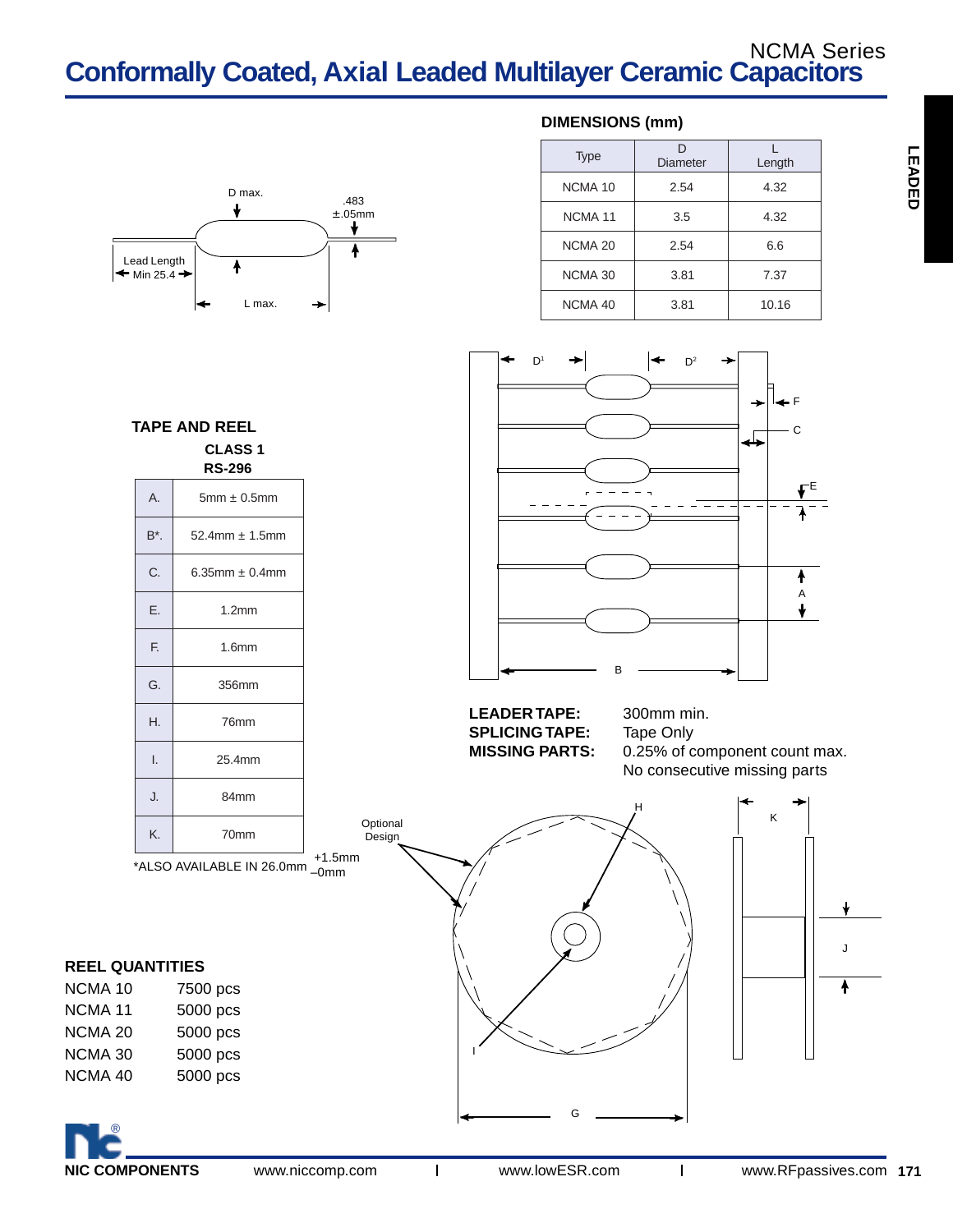# Conformally Coated, Axial Leaded Multilayer Ceramic Capacitors

NCMA Series

LEADED

D max.

.483 ±.05mm

Lead Length Min 25.4

L max.

## DIMENSIONS (mm)

| Type | D Diameter | L Length |
|---|---|---|
| NCMA 10 | 2.54 | 4.32 |
| NCMA 11 | 3.5 | 4.32 |
| NCMA 20 | 2.54 | 6.6 |
| NCMA 30 | 3.81 | 7.37 |
| NCMA 40 | 3.81 | 10.16 |

## TAPE AND REEL

**CLASS 1**
**RS-296**

| | |
|---|---|
| A. | 5mm ± 0.5mm |
| B*. | 52.4mm ± 1.5mm |
| C. | 6.35mm ± 0.4mm |
| E. | 1.2mm |
| F. | 1.6mm |
| G. | 356mm |
| H. | 76mm |
| I. | 25.4mm |
| J. | 84mm |
| K. | 70mm |

*ALSO AVAILABLE IN 26.0mm +1.5mm –0mm

D1 D2 F C E A B

**LEADER TAPE:** 300mm min.
**SPLICING TAPE:** Tape Only
**MISSING PARTS:** 0.25% of component count max. No consecutive missing parts

Optional Design

H K J I G

## REEL QUANTITIES

| | |
|---|---|
| NCMA 10 | 7500 pcs |
| NCMA 11 | 5000 pcs |
| NCMA 20 | 5000 pcs |
| NCMA 30 | 5000 pcs |
| NCMA 40 | 5000 pcs |

NIC COMPONENTS www.niccomp.com | www.lowESR.com | www.RFpassives.com